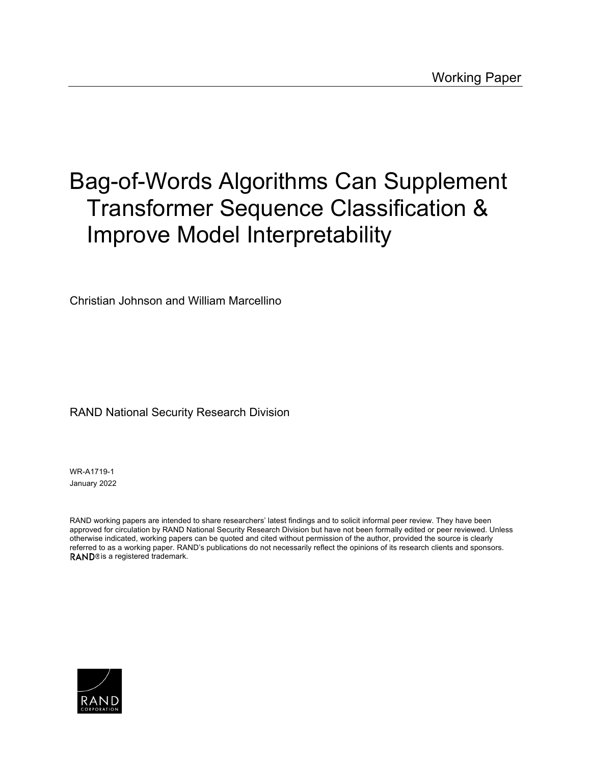Working Paper

# Bag-of-Words Algorithms Can Supplement Transformer Sequence Classification & Improve Model Interpretability

Christian Johnson and William Marcellino

RAND National Security Research Division

WR-A1719-1
January 2022

RAND working papers are intended to share researchers' latest findings and to solicit informal peer review. They have been approved for circulation by RAND National Security Research Division but have not been formally edited or peer reviewed. Unless otherwise indicated, working papers can be quoted and cited without permission of the author, provided the source is clearly referred to as a working paper. RAND's publications do not necessarily reflect the opinions of its research clients and sponsors. RAND® is a registered trademark.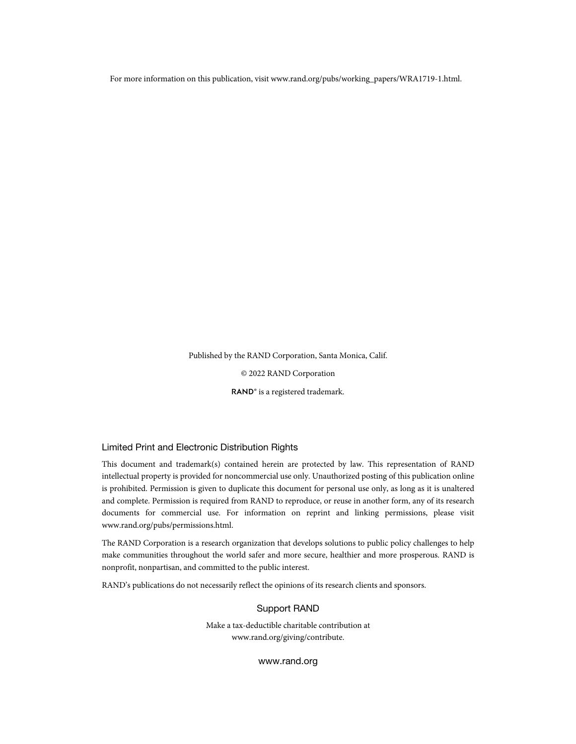For more information on this publication, visit www.rand.org/pubs/working_papers/WRA1719-1.html.

Published by the RAND Corporation, Santa Monica, Calif.

© 2022 RAND Corporation

RAND® is a registered trademark.

## Limited Print and Electronic Distribution Rights

This document and trademark(s) contained herein are protected by law. This representation of RAND intellectual property is provided for noncommercial use only. Unauthorized posting of this publication online is prohibited. Permission is given to duplicate this document for personal use only, as long as it is unaltered and complete. Permission is required from RAND to reproduce, or reuse in another form, any of its research documents for commercial use. For information on reprint and linking permissions, please visit www.rand.org/pubs/permissions.html.

The RAND Corporation is a research organization that develops solutions to public policy challenges to help make communities throughout the world safer and more secure, healthier and more prosperous. RAND is nonprofit, nonpartisan, and committed to the public interest.

RAND's publications do not necessarily reflect the opinions of its research clients and sponsors.

## Support RAND

Make a tax-deductible charitable contribution at www.rand.org/giving/contribute.

www.rand.org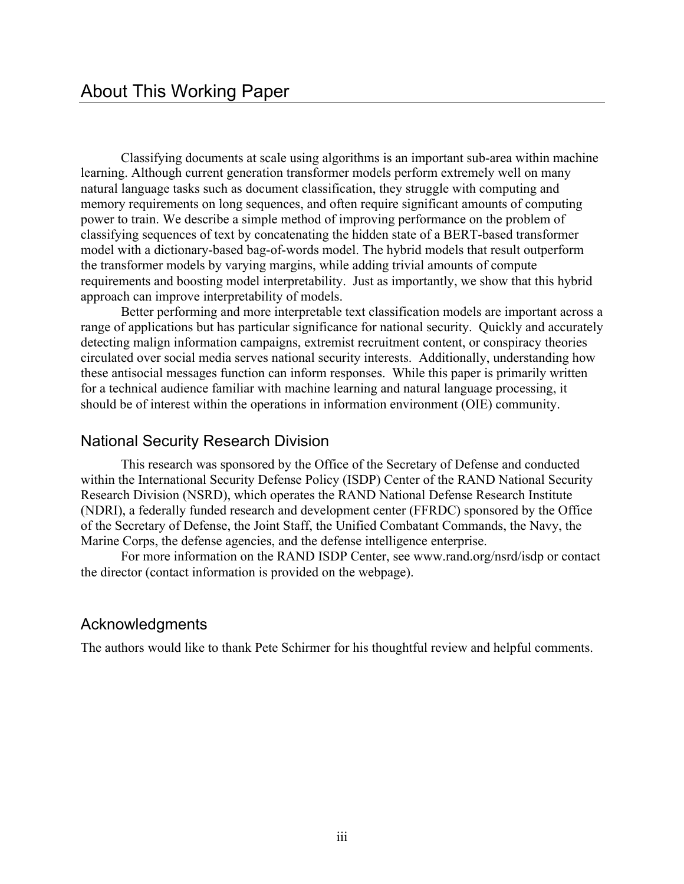# About This Working Paper

Classifying documents at scale using algorithms is an important sub-area within machine learning. Although current generation transformer models perform extremely well on many natural language tasks such as document classification, they struggle with computing and memory requirements on long sequences, and often require significant amounts of computing power to train. We describe a simple method of improving performance on the problem of classifying sequences of text by concatenating the hidden state of a BERT-based transformer model with a dictionary-based bag-of-words model. The hybrid models that result outperform the transformer models by varying margins, while adding trivial amounts of compute requirements and boosting model interpretability. Just as importantly, we show that this hybrid approach can improve interpretability of models.

Better performing and more interpretable text classification models are important across a range of applications but has particular significance for national security. Quickly and accurately detecting malign information campaigns, extremist recruitment content, or conspiracy theories circulated over social media serves national security interests. Additionally, understanding how these antisocial messages function can inform responses. While this paper is primarily written for a technical audience familiar with machine learning and natural language processing, it should be of interest within the operations in information environment (OIE) community.

## National Security Research Division

This research was sponsored by the Office of the Secretary of Defense and conducted within the International Security Defense Policy (ISDP) Center of the RAND National Security Research Division (NSRD), which operates the RAND National Defense Research Institute (NDRI), a federally funded research and development center (FFRDC) sponsored by the Office of the Secretary of Defense, the Joint Staff, the Unified Combatant Commands, the Navy, the Marine Corps, the defense agencies, and the defense intelligence enterprise.

For more information on the RAND ISDP Center, see www.rand.org/nsrd/isdp or contact the director (contact information is provided on the webpage).

## Acknowledgments

The authors would like to thank Pete Schirmer for his thoughtful review and helpful comments.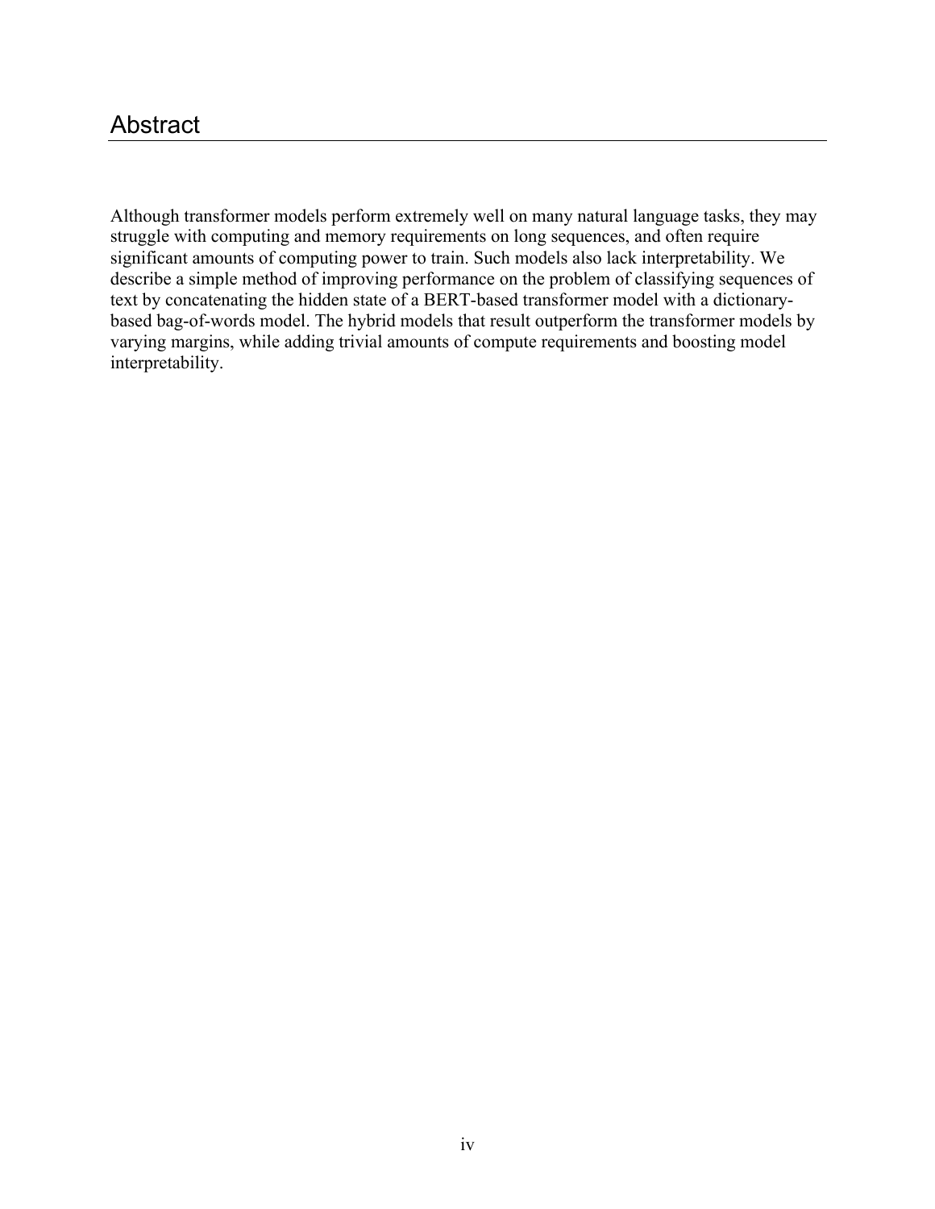# Abstract

Although transformer models perform extremely well on many natural language tasks, they may struggle with computing and memory requirements on long sequences, and often require significant amounts of computing power to train. Such models also lack interpretability. We describe a simple method of improving performance on the problem of classifying sequences of text by concatenating the hidden state of a BERT-based transformer model with a dictionary-based bag-of-words model. The hybrid models that result outperform the transformer models by varying margins, while adding trivial amounts of compute requirements and boosting model interpretability.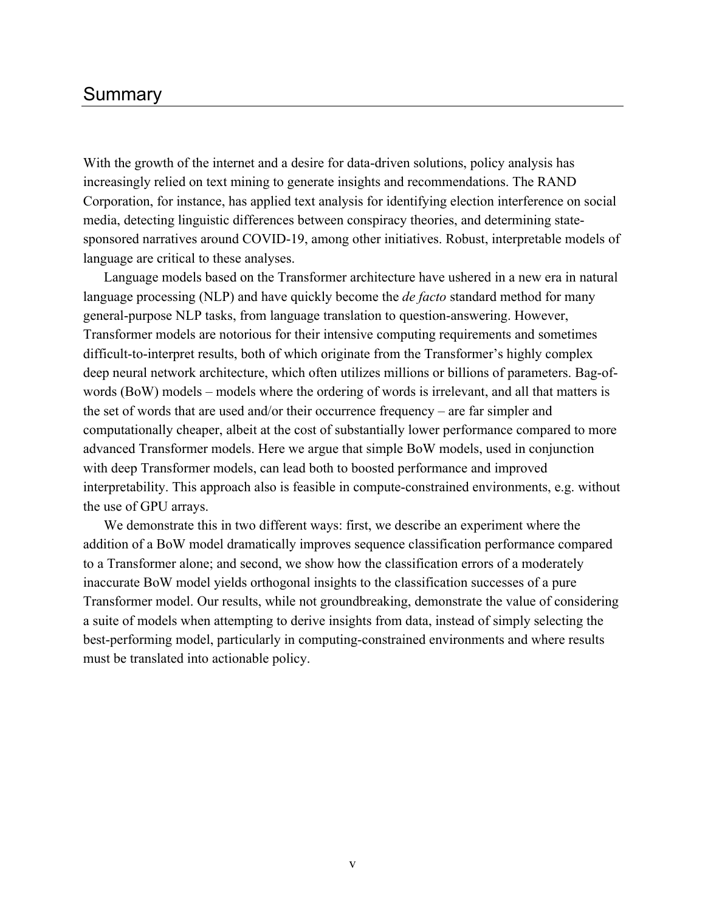## Summary

With the growth of the internet and a desire for data-driven solutions, policy analysis has increasingly relied on text mining to generate insights and recommendations. The RAND Corporation, for instance, has applied text analysis for identifying election interference on social media, detecting linguistic differences between conspiracy theories, and determining state-sponsored narratives around COVID-19, among other initiatives. Robust, interpretable models of language are critical to these analyses.

Language models based on the Transformer architecture have ushered in a new era in natural language processing (NLP) and have quickly become the *de facto* standard method for many general-purpose NLP tasks, from language translation to question-answering. However, Transformer models are notorious for their intensive computing requirements and sometimes difficult-to-interpret results, both of which originate from the Transformer's highly complex deep neural network architecture, which often utilizes millions or billions of parameters. Bag-of-words (BoW) models – models where the ordering of words is irrelevant, and all that matters is the set of words that are used and/or their occurrence frequency – are far simpler and computationally cheaper, albeit at the cost of substantially lower performance compared to more advanced Transformer models. Here we argue that simple BoW models, used in conjunction with deep Transformer models, can lead both to boosted performance and improved interpretability. This approach also is feasible in compute-constrained environments, e.g. without the use of GPU arrays.

We demonstrate this in two different ways: first, we describe an experiment where the addition of a BoW model dramatically improves sequence classification performance compared to a Transformer alone; and second, we show how the classification errors of a moderately inaccurate BoW model yields orthogonal insights to the classification successes of a pure Transformer model. Our results, while not groundbreaking, demonstrate the value of considering a suite of models when attempting to derive insights from data, instead of simply selecting the best-performing model, particularly in computing-constrained environments and where results must be translated into actionable policy.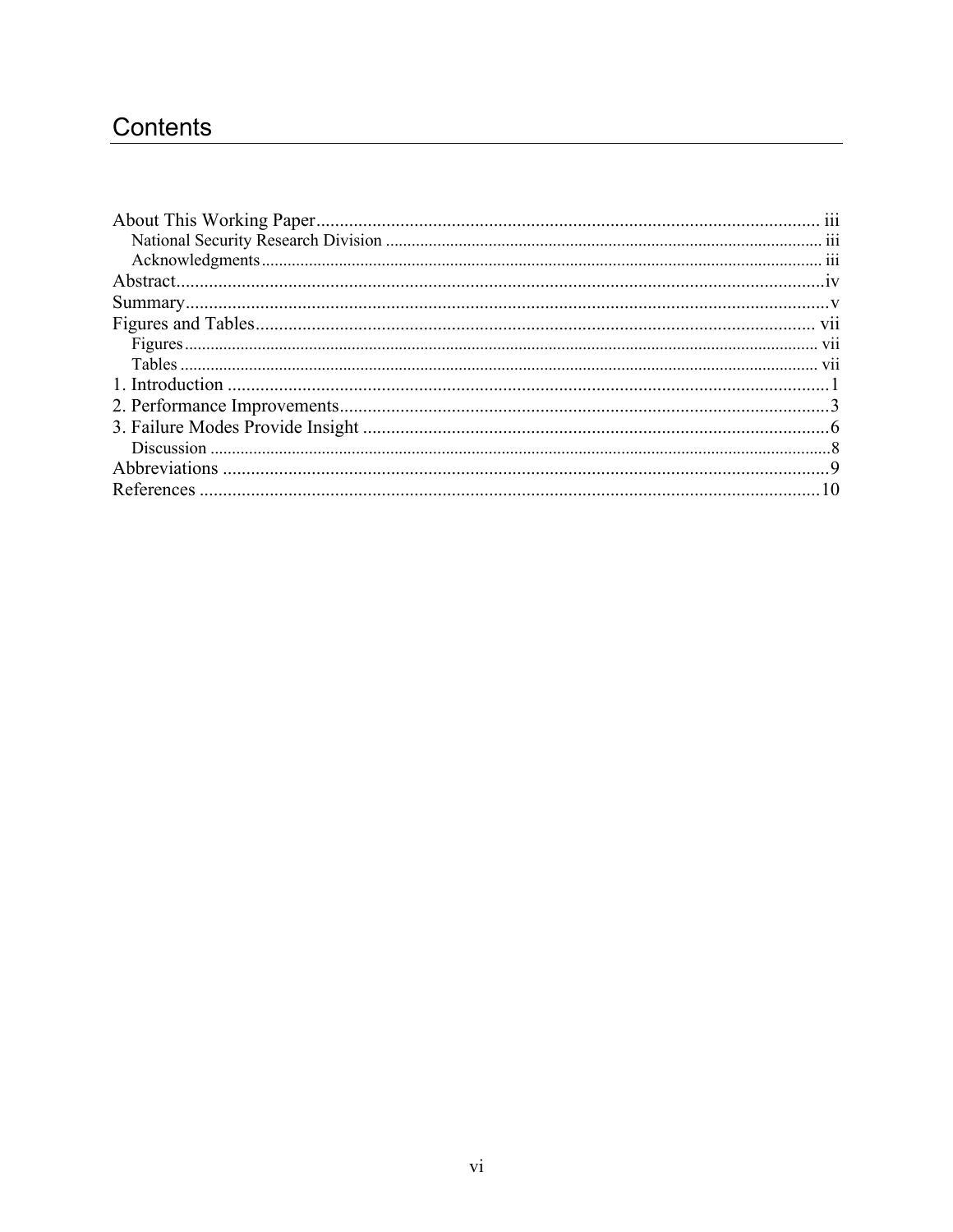# Contents

About This Working Paper ........................................................................................................ iii

National Security Research Division ........................................................................................ iii

Acknowledgments ..................................................................................................................... iii

Abstract ......................................................................................................................................iv

Summary ......................................................................................................................................v

Figures and Tables ................................................................................................................... vii

Figures ....................................................................................................................................... vii

Tables ........................................................................................................................................ vii

1. Introduction ..............................................................................................................................1

2. Performance Improvements ......................................................................................................3

3. Failure Modes Provide Insight ..................................................................................................6

Discussion ......................................................................................................................................8

Abbreviations ..................................................................................................................................9

References .....................................................................................................................................10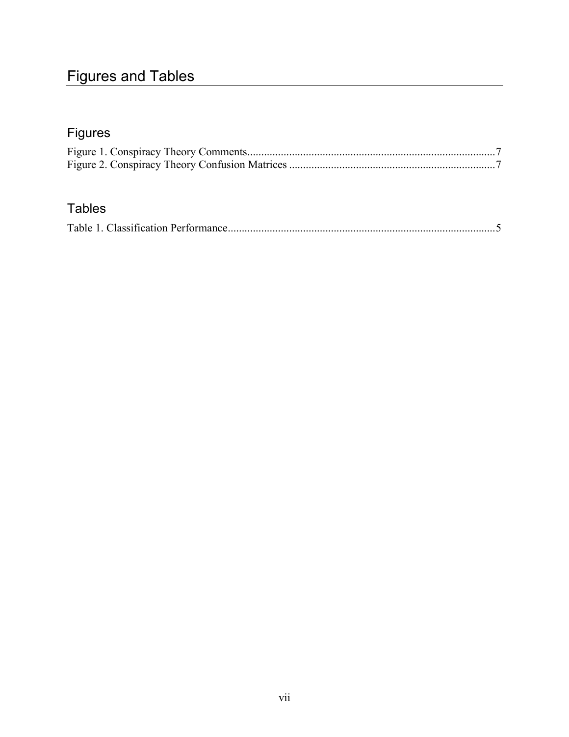# Figures and Tables

## Figures

Figure 1. Conspiracy Theory Comments..........................................................................................7
Figure 2. Conspiracy Theory Confusion Matrices ..........................................................................7

## Tables

Table 1. Classification Performance.................................................................................................5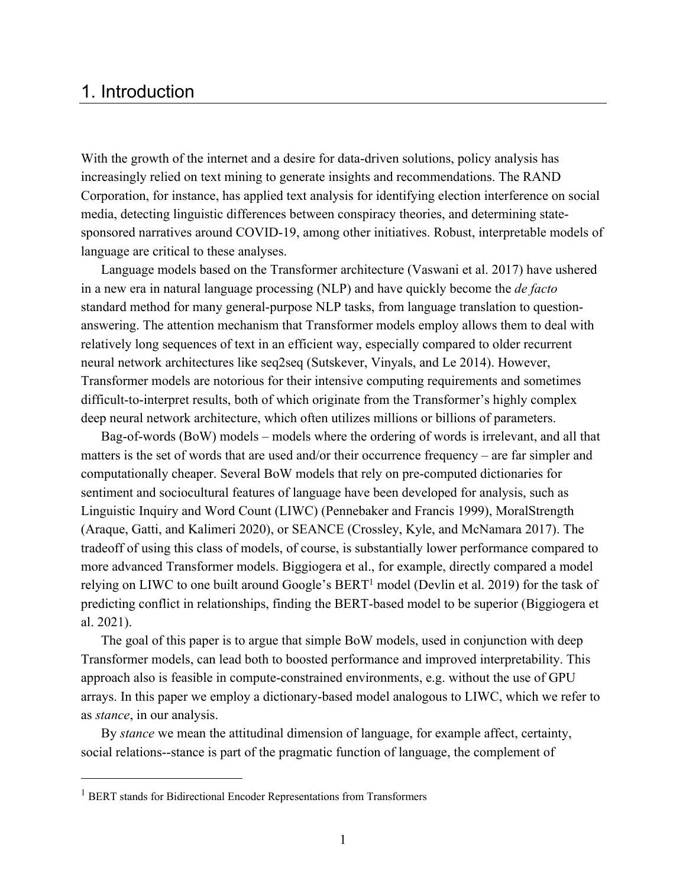# 1. Introduction

With the growth of the internet and a desire for data-driven solutions, policy analysis has increasingly relied on text mining to generate insights and recommendations. The RAND Corporation, for instance, has applied text analysis for identifying election interference on social media, detecting linguistic differences between conspiracy theories, and determining state-sponsored narratives around COVID-19, among other initiatives. Robust, interpretable models of language are critical to these analyses.

Language models based on the Transformer architecture (Vaswani et al. 2017) have ushered in a new era in natural language processing (NLP) and have quickly become the *de facto* standard method for many general-purpose NLP tasks, from language translation to question-answering. The attention mechanism that Transformer models employ allows them to deal with relatively long sequences of text in an efficient way, especially compared to older recurrent neural network architectures like seq2seq (Sutskever, Vinyals, and Le 2014). However, Transformer models are notorious for their intensive computing requirements and sometimes difficult-to-interpret results, both of which originate from the Transformer's highly complex deep neural network architecture, which often utilizes millions or billions of parameters.

Bag-of-words (BoW) models – models where the ordering of words is irrelevant, and all that matters is the set of words that are used and/or their occurrence frequency – are far simpler and computationally cheaper. Several BoW models that rely on pre-computed dictionaries for sentiment and sociocultural features of language have been developed for analysis, such as Linguistic Inquiry and Word Count (LIWC) (Pennebaker and Francis 1999), MoralStrength (Araque, Gatti, and Kalimeri 2020), or SEANCE (Crossley, Kyle, and McNamara 2017). The tradeoff of using this class of models, of course, is substantially lower performance compared to more advanced Transformer models. Biggiogera et al., for example, directly compared a model relying on LIWC to one built around Google's BERT[1] model (Devlin et al. 2019) for the task of predicting conflict in relationships, finding the BERT-based model to be superior (Biggiogera et al. 2021).

The goal of this paper is to argue that simple BoW models, used in conjunction with deep Transformer models, can lead both to boosted performance and improved interpretability. This approach also is feasible in compute-constrained environments, e.g. without the use of GPU arrays. In this paper we employ a dictionary-based model analogous to LIWC, which we refer to as *stance*, in our analysis.

By *stance* we mean the attitudinal dimension of language, for example affect, certainty, social relations--stance is part of the pragmatic function of language, the complement of

[1] BERT stands for Bidirectional Encoder Representations from Transformers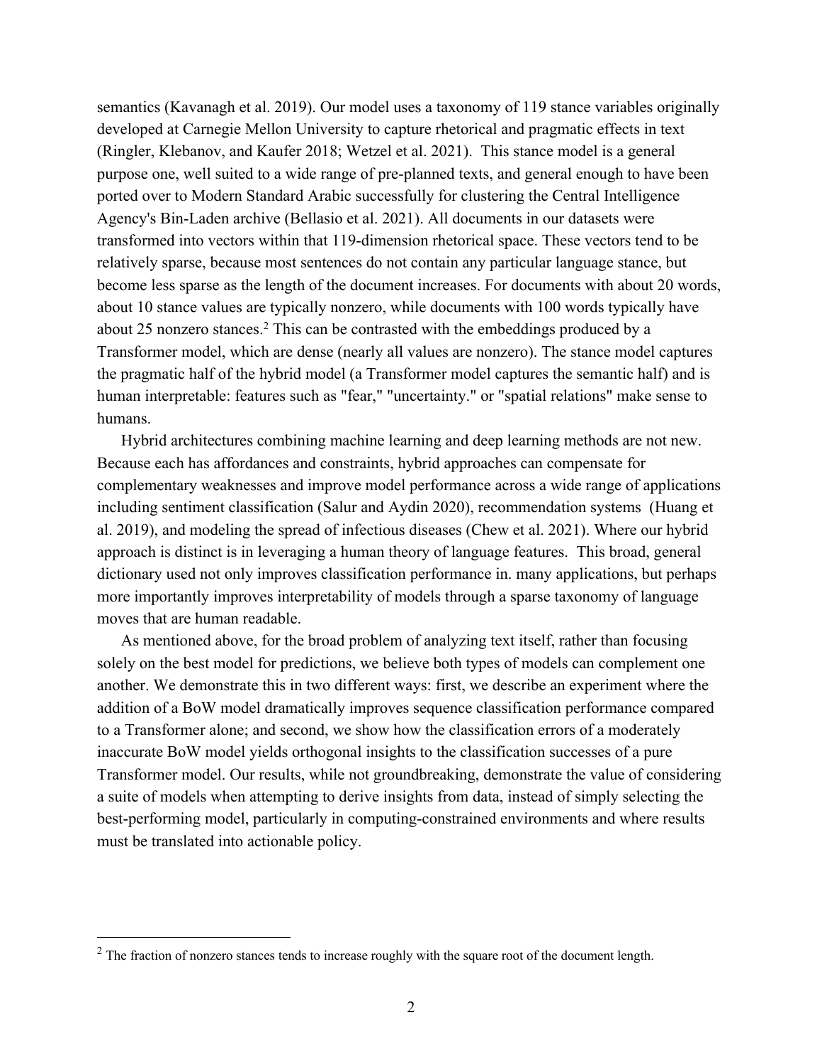semantics (Kavanagh et al. 2019). Our model uses a taxonomy of 119 stance variables originally developed at Carnegie Mellon University to capture rhetorical and pragmatic effects in text (Ringler, Klebanov, and Kaufer 2018; Wetzel et al. 2021). This stance model is a general purpose one, well suited to a wide range of pre-planned texts, and general enough to have been ported over to Modern Standard Arabic successfully for clustering the Central Intelligence Agency's Bin-Laden archive (Bellasio et al. 2021). All documents in our datasets were transformed into vectors within that 119-dimension rhetorical space. These vectors tend to be relatively sparse, because most sentences do not contain any particular language stance, but become less sparse as the length of the document increases. For documents with about 20 words, about 10 stance values are typically nonzero, while documents with 100 words typically have about 25 nonzero stances.[2] This can be contrasted with the embeddings produced by a Transformer model, which are dense (nearly all values are nonzero). The stance model captures the pragmatic half of the hybrid model (a Transformer model captures the semantic half) and is human interpretable: features such as "fear," "uncertainty." or "spatial relations" make sense to humans.

Hybrid architectures combining machine learning and deep learning methods are not new. Because each has affordances and constraints, hybrid approaches can compensate for complementary weaknesses and improve model performance across a wide range of applications including sentiment classification (Salur and Aydin 2020), recommendation systems (Huang et al. 2019), and modeling the spread of infectious diseases (Chew et al. 2021). Where our hybrid approach is distinct is in leveraging a human theory of language features. This broad, general dictionary used not only improves classification performance in. many applications, but perhaps more importantly improves interpretability of models through a sparse taxonomy of language moves that are human readable.

As mentioned above, for the broad problem of analyzing text itself, rather than focusing solely on the best model for predictions, we believe both types of models can complement one another. We demonstrate this in two different ways: first, we describe an experiment where the addition of a BoW model dramatically improves sequence classification performance compared to a Transformer alone; and second, we show how the classification errors of a moderately inaccurate BoW model yields orthogonal insights to the classification successes of a pure Transformer model. Our results, while not groundbreaking, demonstrate the value of considering a suite of models when attempting to derive insights from data, instead of simply selecting the best-performing model, particularly in computing-constrained environments and where results must be translated into actionable policy.

[2] The fraction of nonzero stances tends to increase roughly with the square root of the document length.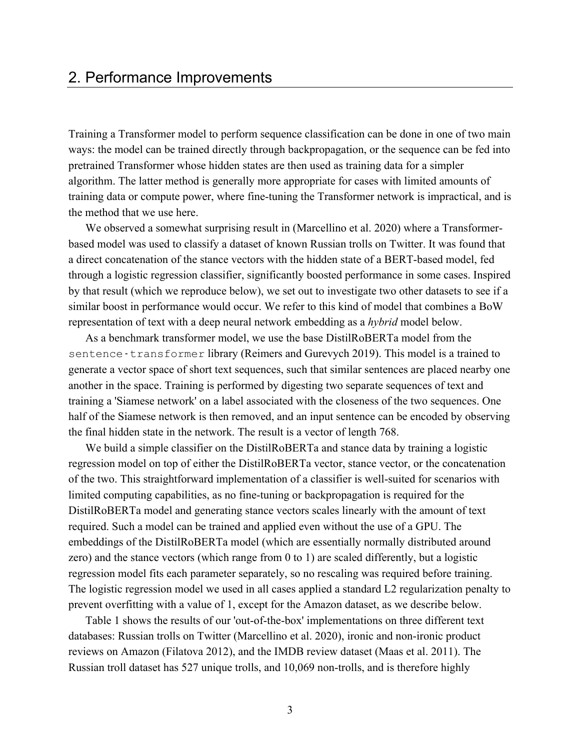## 2. Performance Improvements

Training a Transformer model to perform sequence classification can be done in one of two main ways: the model can be trained directly through backpropagation, or the sequence can be fed into pretrained Transformer whose hidden states are then used as training data for a simpler algorithm. The latter method is generally more appropriate for cases with limited amounts of training data or compute power, where fine-tuning the Transformer network is impractical, and is the method that we use here.

We observed a somewhat surprising result in (Marcellino et al. 2020) where a Transformer-based model was used to classify a dataset of known Russian trolls on Twitter. It was found that a direct concatenation of the stance vectors with the hidden state of a BERT-based model, fed through a logistic regression classifier, significantly boosted performance in some cases. Inspired by that result (which we reproduce below), we set out to investigate two other datasets to see if a similar boost in performance would occur. We refer to this kind of model that combines a BoW representation of text with a deep neural network embedding as a *hybrid* model below.

As a benchmark transformer model, we use the base DistilRoBERTa model from the `sentence-transformer` library (Reimers and Gurevych 2019). This model is a trained to generate a vector space of short text sequences, such that similar sentences are placed nearby one another in the space. Training is performed by digesting two separate sequences of text and training a 'Siamese network' on a label associated with the closeness of the two sequences. One half of the Siamese network is then removed, and an input sentence can be encoded by observing the final hidden state in the network. The result is a vector of length 768.

We build a simple classifier on the DistilRoBERTa and stance data by training a logistic regression model on top of either the DistilRoBERTa vector, stance vector, or the concatenation of the two. This straightforward implementation of a classifier is well-suited for scenarios with limited computing capabilities, as no fine-tuning or backpropagation is required for the DistilRoBERTa model and generating stance vectors scales linearly with the amount of text required. Such a model can be trained and applied even without the use of a GPU. The embeddings of the DistilRoBERTa model (which are essentially normally distributed around zero) and the stance vectors (which range from 0 to 1) are scaled differently, but a logistic regression model fits each parameter separately, so no rescaling was required before training. The logistic regression model we used in all cases applied a standard L2 regularization penalty to prevent overfitting with a value of 1, except for the Amazon dataset, as we describe below.

Table 1 shows the results of our 'out-of-the-box' implementations on three different text databases: Russian trolls on Twitter (Marcellino et al. 2020), ironic and non-ironic product reviews on Amazon (Filatova 2012), and the IMDB review dataset (Maas et al. 2011). The Russian troll dataset has 527 unique trolls, and 10,069 non-trolls, and is therefore highly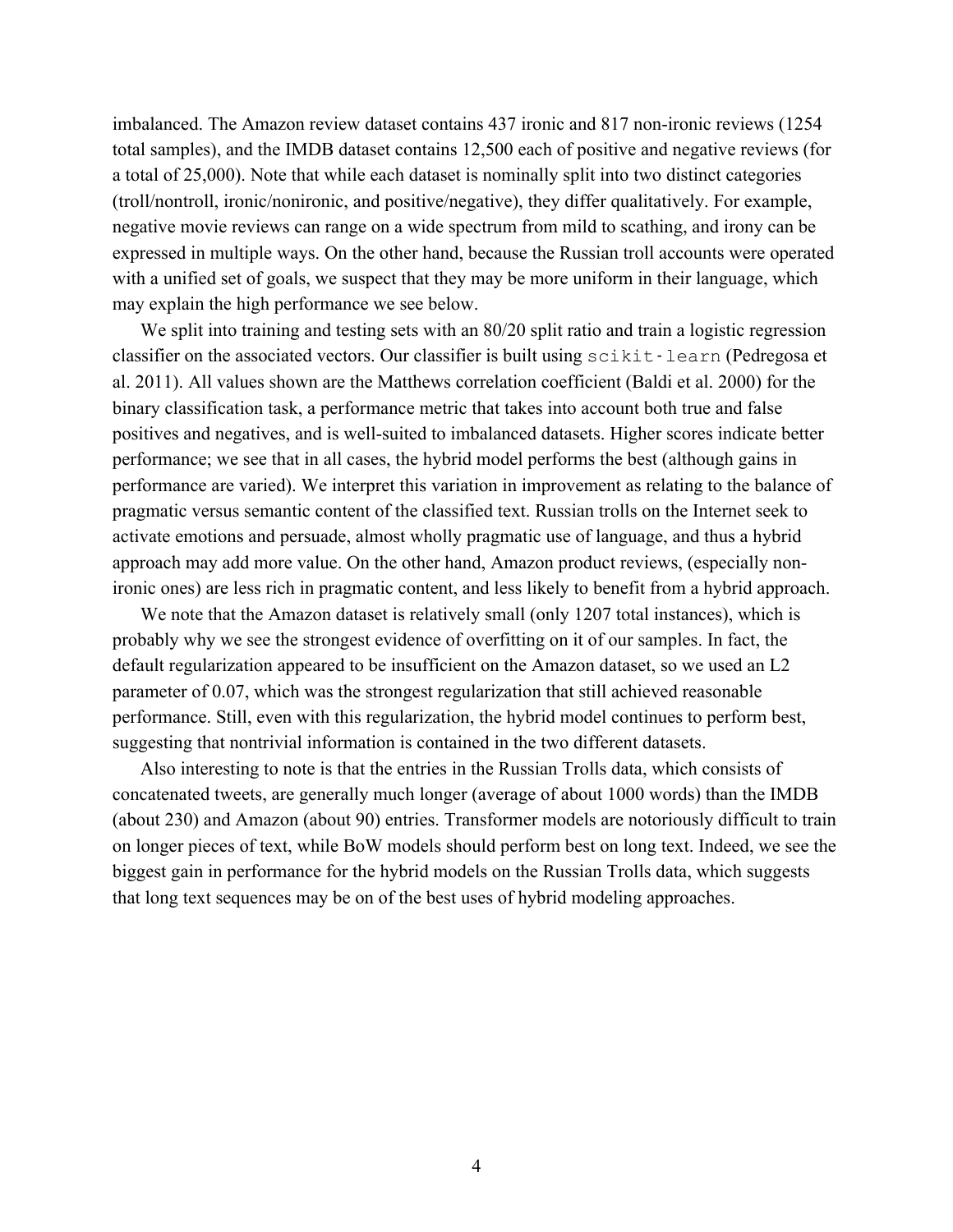imbalanced. The Amazon review dataset contains 437 ironic and 817 non-ironic reviews (1254 total samples), and the IMDB dataset contains 12,500 each of positive and negative reviews (for a total of 25,000). Note that while each dataset is nominally split into two distinct categories (troll/nontroll, ironic/nonironic, and positive/negative), they differ qualitatively. For example, negative movie reviews can range on a wide spectrum from mild to scathing, and irony can be expressed in multiple ways. On the other hand, because the Russian troll accounts were operated with a unified set of goals, we suspect that they may be more uniform in their language, which may explain the high performance we see below.

We split into training and testing sets with an 80/20 split ratio and train a logistic regression classifier on the associated vectors. Our classifier is built using `scikit-learn` (Pedregosa et al. 2011). All values shown are the Matthews correlation coefficient (Baldi et al. 2000) for the binary classification task, a performance metric that takes into account both true and false positives and negatives, and is well-suited to imbalanced datasets. Higher scores indicate better performance; we see that in all cases, the hybrid model performs the best (although gains in performance are varied). We interpret this variation in improvement as relating to the balance of pragmatic versus semantic content of the classified text. Russian trolls on the Internet seek to activate emotions and persuade, almost wholly pragmatic use of language, and thus a hybrid approach may add more value. On the other hand, Amazon product reviews, (especially non-ironic ones) are less rich in pragmatic content, and less likely to benefit from a hybrid approach.

We note that the Amazon dataset is relatively small (only 1207 total instances), which is probably why we see the strongest evidence of overfitting on it of our samples. In fact, the default regularization appeared to be insufficient on the Amazon dataset, so we used an L2 parameter of 0.07, which was the strongest regularization that still achieved reasonable performance. Still, even with this regularization, the hybrid model continues to perform best, suggesting that nontrivial information is contained in the two different datasets.

Also interesting to note is that the entries in the Russian Trolls data, which consists of concatenated tweets, are generally much longer (average of about 1000 words) than the IMDB (about 230) and Amazon (about 90) entries. Transformer models are notoriously difficult to train on longer pieces of text, while BoW models should perform best on long text. Indeed, we see the biggest gain in performance for the hybrid models on the Russian Trolls data, which suggests that long text sequences may be on of the best uses of hybrid modeling approaches.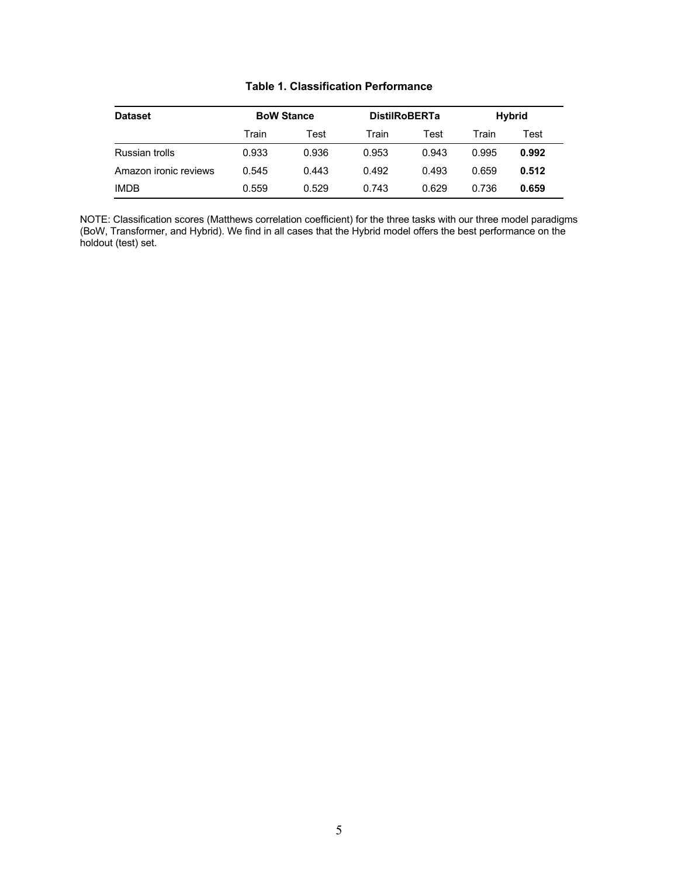**Table 1. Classification Performance**

| Dataset | BoW Stance | | DistilRoBERTa | | Hybrid | |
|---|---|---|---|---|---|---|
| | Train | Test | Train | Test | Train | Test |
| Russian trolls | 0.933 | 0.936 | 0.953 | 0.943 | 0.995 | **0.992** |
| Amazon ironic reviews | 0.545 | 0.443 | 0.492 | 0.493 | 0.659 | **0.512** |
| IMDB | 0.559 | 0.529 | 0.743 | 0.629 | 0.736 | **0.659** |

NOTE: Classification scores (Matthews correlation coefficient) for the three tasks with our three model paradigms (BoW, Transformer, and Hybrid). We find in all cases that the Hybrid model offers the best performance on the holdout (test) set.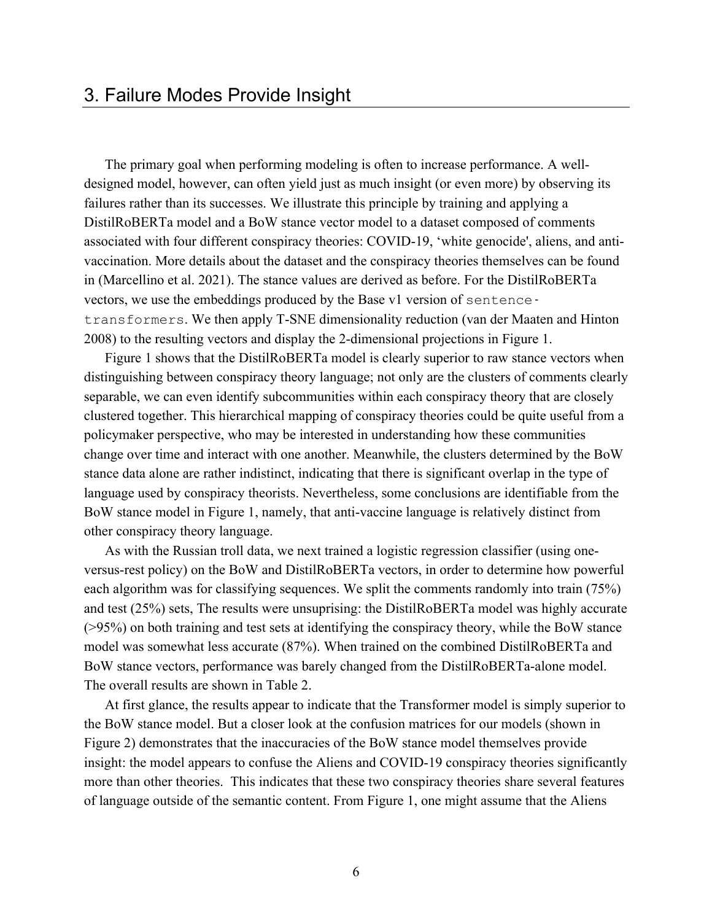## 3. Failure Modes Provide Insight

The primary goal when performing modeling is often to increase performance. A well-designed model, however, can often yield just as much insight (or even more) by observing its failures rather than its successes. We illustrate this principle by training and applying a DistilRoBERTa model and a BoW stance vector model to a dataset composed of comments associated with four different conspiracy theories: COVID-19, 'white genocide', aliens, and anti-vaccination. More details about the dataset and the conspiracy theories themselves can be found in (Marcellino et al. 2021). The stance values are derived as before. For the DistilRoBERTa vectors, we use the embeddings produced by the Base v1 version of `sentence-transformers`. We then apply T-SNE dimensionality reduction (van der Maaten and Hinton 2008) to the resulting vectors and display the 2-dimensional projections in Figure 1.

Figure 1 shows that the DistilRoBERTa model is clearly superior to raw stance vectors when distinguishing between conspiracy theory language; not only are the clusters of comments clearly separable, we can even identify subcommunities within each conspiracy theory that are closely clustered together. This hierarchical mapping of conspiracy theories could be quite useful from a policymaker perspective, who may be interested in understanding how these communities change over time and interact with one another. Meanwhile, the clusters determined by the BoW stance data alone are rather indistinct, indicating that there is significant overlap in the type of language used by conspiracy theorists. Nevertheless, some conclusions are identifiable from the BoW stance model in Figure 1, namely, that anti-vaccine language is relatively distinct from other conspiracy theory language.

As with the Russian troll data, we next trained a logistic regression classifier (using one-versus-rest policy) on the BoW and DistilRoBERTa vectors, in order to determine how powerful each algorithm was for classifying sequences. We split the comments randomly into train (75%) and test (25%) sets, The results were unsuprising: the DistilRoBERTa model was highly accurate (>95%) on both training and test sets at identifying the conspiracy theory, while the BoW stance model was somewhat less accurate (87%). When trained on the combined DistilRoBERTa and BoW stance vectors, performance was barely changed from the DistilRoBERTa-alone model. The overall results are shown in Table 2.

At first glance, the results appear to indicate that the Transformer model is simply superior to the BoW stance model. But a closer look at the confusion matrices for our models (shown in Figure 2) demonstrates that the inaccuracies of the BoW stance model themselves provide insight: the model appears to confuse the Aliens and COVID-19 conspiracy theories significantly more than other theories. This indicates that these two conspiracy theories share several features of language outside of the semantic content. From Figure 1, one might assume that the Aliens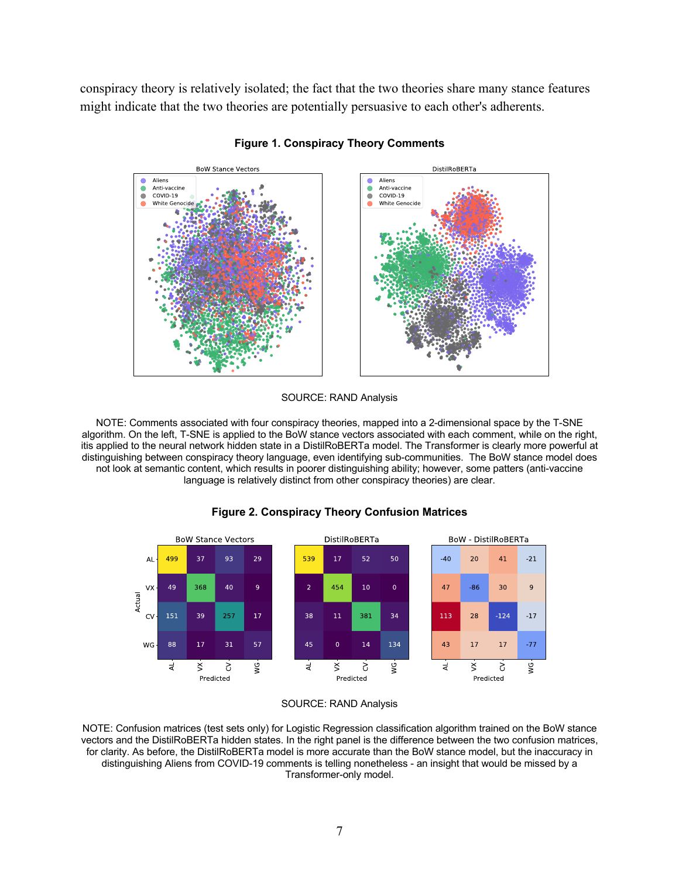conspiracy theory is relatively isolated; the fact that the two theories share many stance features might indicate that the two theories are potentially persuasive to each other's adherents.

**Figure 1. Conspiracy Theory Comments**

SOURCE: RAND Analysis

NOTE: Comments associated with four conspiracy theories, mapped into a 2-dimensional space by the T-SNE algorithm. On the left, T-SNE is applied to the BoW stance vectors associated with each comment, while on the right, itis applied to the neural network hidden state in a DistilRoBERTa model. The Transformer is clearly more powerful at distinguishing between conspiracy theory language, even identifying sub-communities. The BoW stance model does not look at semantic content, which results in poorer distinguishing ability; however, some patters (anti-vaccine language is relatively distinct from other conspiracy theories) are clear.

**Figure 2. Conspiracy Theory Confusion Matrices**

BoW Stance Vectors

| Actual \ Predicted | AL | VX | CV | WG |
|---|---|---|---|---|
| AL | 499 | 37 | 93 | 29 |
| VX | 49 | 368 | 40 | 9 |
| CV | 151 | 39 | 257 | 17 |
| WG | 88 | 17 | 31 | 57 |

DistilRoBERTa

| Actual \ Predicted | AL | VX | CV | WG |
|---|---|---|---|---|
| AL | 539 | 17 | 52 | 50 |
| VX | 2 | 454 | 10 | 0 |
| CV | 38 | 11 | 381 | 34 |
| WG | 45 | 0 | 14 | 134 |

BoW - DistilRoBERTa

| Actual \ Predicted | AL | VX | CV | WG |
|---|---|---|---|---|
| AL | -40 | 20 | 41 | -21 |
| VX | 47 | -86 | 30 | 9 |
| CV | 113 | 28 | -124 | -17 |
| WG | 43 | 17 | 17 | -77 |

SOURCE: RAND Analysis

NOTE: Confusion matrices (test sets only) for Logistic Regression classification algorithm trained on the BoW stance vectors and the DistilRoBERTa hidden states. In the right panel is the difference between the two confusion matrices, for clarity. As before, the DistilRoBERTa model is more accurate than the BoW stance model, but the inaccuracy in distinguishing Aliens from COVID-19 comments is telling nonetheless - an insight that would be missed by a Transformer-only model.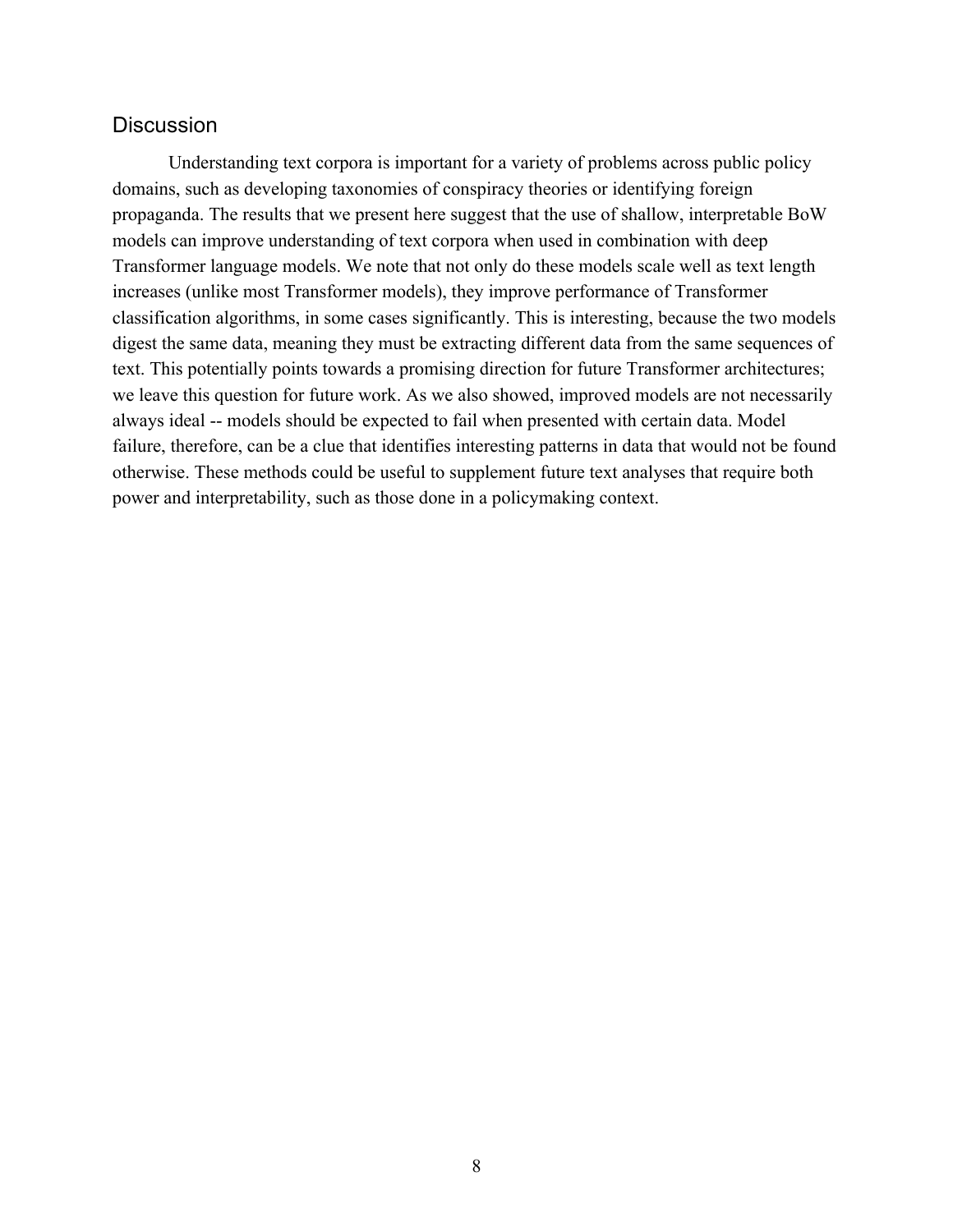## Discussion

Understanding text corpora is important for a variety of problems across public policy domains, such as developing taxonomies of conspiracy theories or identifying foreign propaganda. The results that we present here suggest that the use of shallow, interpretable BoW models can improve understanding of text corpora when used in combination with deep Transformer language models. We note that not only do these models scale well as text length increases (unlike most Transformer models), they improve performance of Transformer classification algorithms, in some cases significantly. This is interesting, because the two models digest the same data, meaning they must be extracting different data from the same sequences of text. This potentially points towards a promising direction for future Transformer architectures; we leave this question for future work. As we also showed, improved models are not necessarily always ideal -- models should be expected to fail when presented with certain data. Model failure, therefore, can be a clue that identifies interesting patterns in data that would not be found otherwise. These methods could be useful to supplement future text analyses that require both power and interpretability, such as those done in a policymaking context.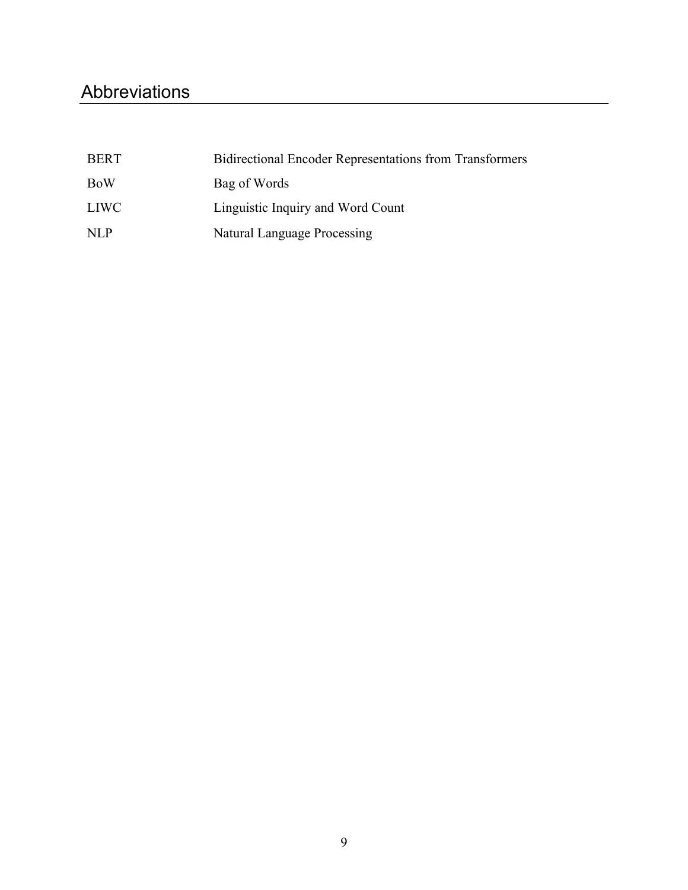# Abbreviations

| | |
|---|---|
| BERT | Bidirectional Encoder Representations from Transformers |
| BoW | Bag of Words |
| LIWC | Linguistic Inquiry and Word Count |
| NLP | Natural Language Processing |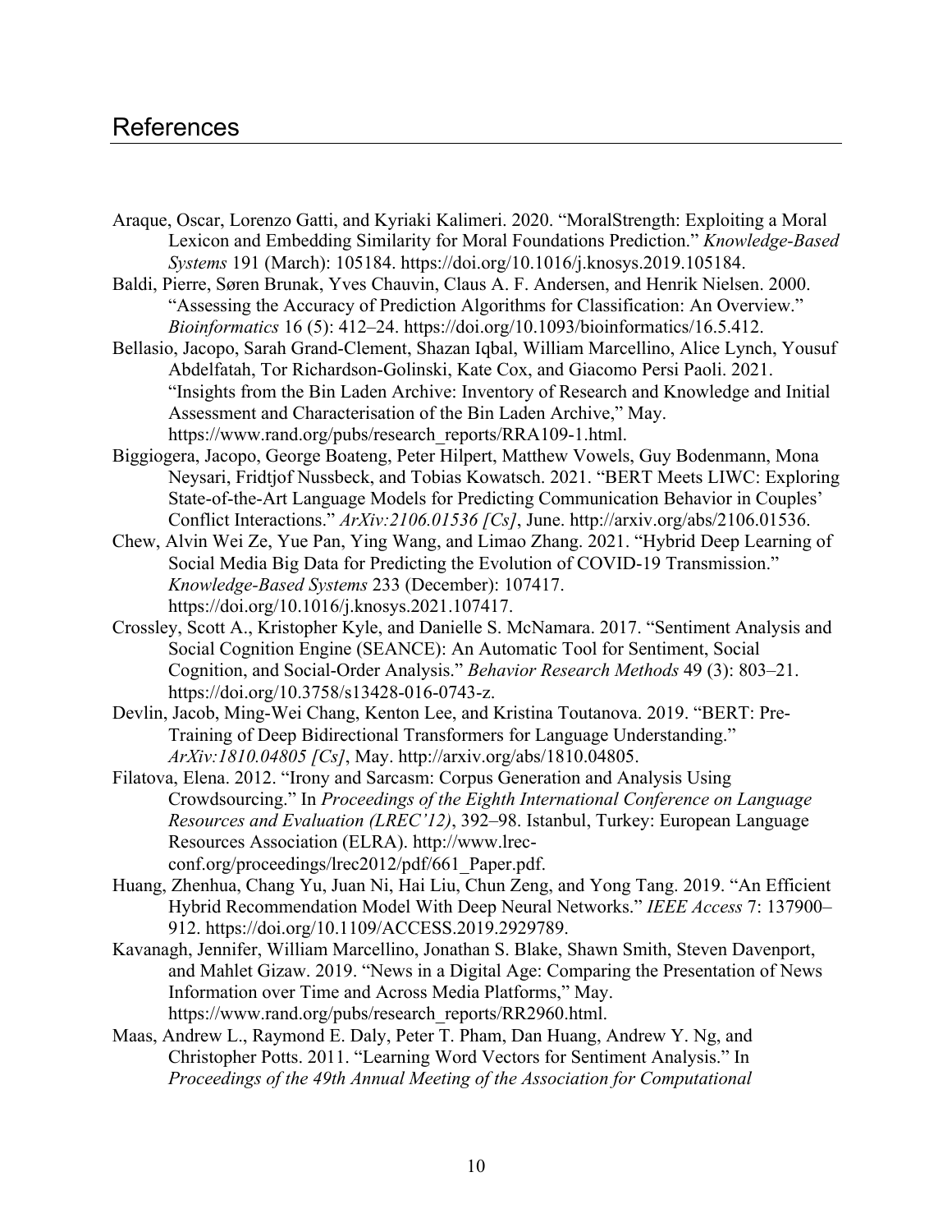# References

Araque, Oscar, Lorenzo Gatti, and Kyriaki Kalimeri. 2020. "MoralStrength: Exploiting a Moral Lexicon and Embedding Similarity for Moral Foundations Prediction." *Knowledge-Based Systems* 191 (March): 105184. https://doi.org/10.1016/j.knosys.2019.105184.

Baldi, Pierre, Søren Brunak, Yves Chauvin, Claus A. F. Andersen, and Henrik Nielsen. 2000. "Assessing the Accuracy of Prediction Algorithms for Classification: An Overview." *Bioinformatics* 16 (5): 412–24. https://doi.org/10.1093/bioinformatics/16.5.412.

Bellasio, Jacopo, Sarah Grand-Clement, Shazan Iqbal, William Marcellino, Alice Lynch, Yousuf Abdelfatah, Tor Richardson-Golinski, Kate Cox, and Giacomo Persi Paoli. 2021. "Insights from the Bin Laden Archive: Inventory of Research and Knowledge and Initial Assessment and Characterisation of the Bin Laden Archive," May. https://www.rand.org/pubs/research_reports/RRA109-1.html.

Biggiogera, Jacopo, George Boateng, Peter Hilpert, Matthew Vowels, Guy Bodenmann, Mona Neysari, Fridtjof Nussbeck, and Tobias Kowatsch. 2021. "BERT Meets LIWC: Exploring State-of-the-Art Language Models for Predicting Communication Behavior in Couples' Conflict Interactions." *ArXiv:2106.01536 [Cs]*, June. http://arxiv.org/abs/2106.01536.

Chew, Alvin Wei Ze, Yue Pan, Ying Wang, and Limao Zhang. 2021. "Hybrid Deep Learning of Social Media Big Data for Predicting the Evolution of COVID-19 Transmission." *Knowledge-Based Systems* 233 (December): 107417. https://doi.org/10.1016/j.knosys.2021.107417.

Crossley, Scott A., Kristopher Kyle, and Danielle S. McNamara. 2017. "Sentiment Analysis and Social Cognition Engine (SEANCE): An Automatic Tool for Sentiment, Social Cognition, and Social-Order Analysis." *Behavior Research Methods* 49 (3): 803–21. https://doi.org/10.3758/s13428-016-0743-z.

Devlin, Jacob, Ming-Wei Chang, Kenton Lee, and Kristina Toutanova. 2019. "BERT: Pre-Training of Deep Bidirectional Transformers for Language Understanding." *ArXiv:1810.04805 [Cs]*, May. http://arxiv.org/abs/1810.04805.

Filatova, Elena. 2012. "Irony and Sarcasm: Corpus Generation and Analysis Using Crowdsourcing." In *Proceedings of the Eighth International Conference on Language Resources and Evaluation (LREC'12)*, 392–98. Istanbul, Turkey: European Language Resources Association (ELRA). http://www.lrec-conf.org/proceedings/lrec2012/pdf/661_Paper.pdf.

Huang, Zhenhua, Chang Yu, Juan Ni, Hai Liu, Chun Zeng, and Yong Tang. 2019. "An Efficient Hybrid Recommendation Model With Deep Neural Networks." *IEEE Access* 7: 137900–912. https://doi.org/10.1109/ACCESS.2019.2929789.

Kavanagh, Jennifer, William Marcellino, Jonathan S. Blake, Shawn Smith, Steven Davenport, and Mahlet Gizaw. 2019. "News in a Digital Age: Comparing the Presentation of News Information over Time and Across Media Platforms," May. https://www.rand.org/pubs/research_reports/RR2960.html.

Maas, Andrew L., Raymond E. Daly, Peter T. Pham, Dan Huang, Andrew Y. Ng, and Christopher Potts. 2011. "Learning Word Vectors for Sentiment Analysis." In *Proceedings of the 49th Annual Meeting of the Association for Computational*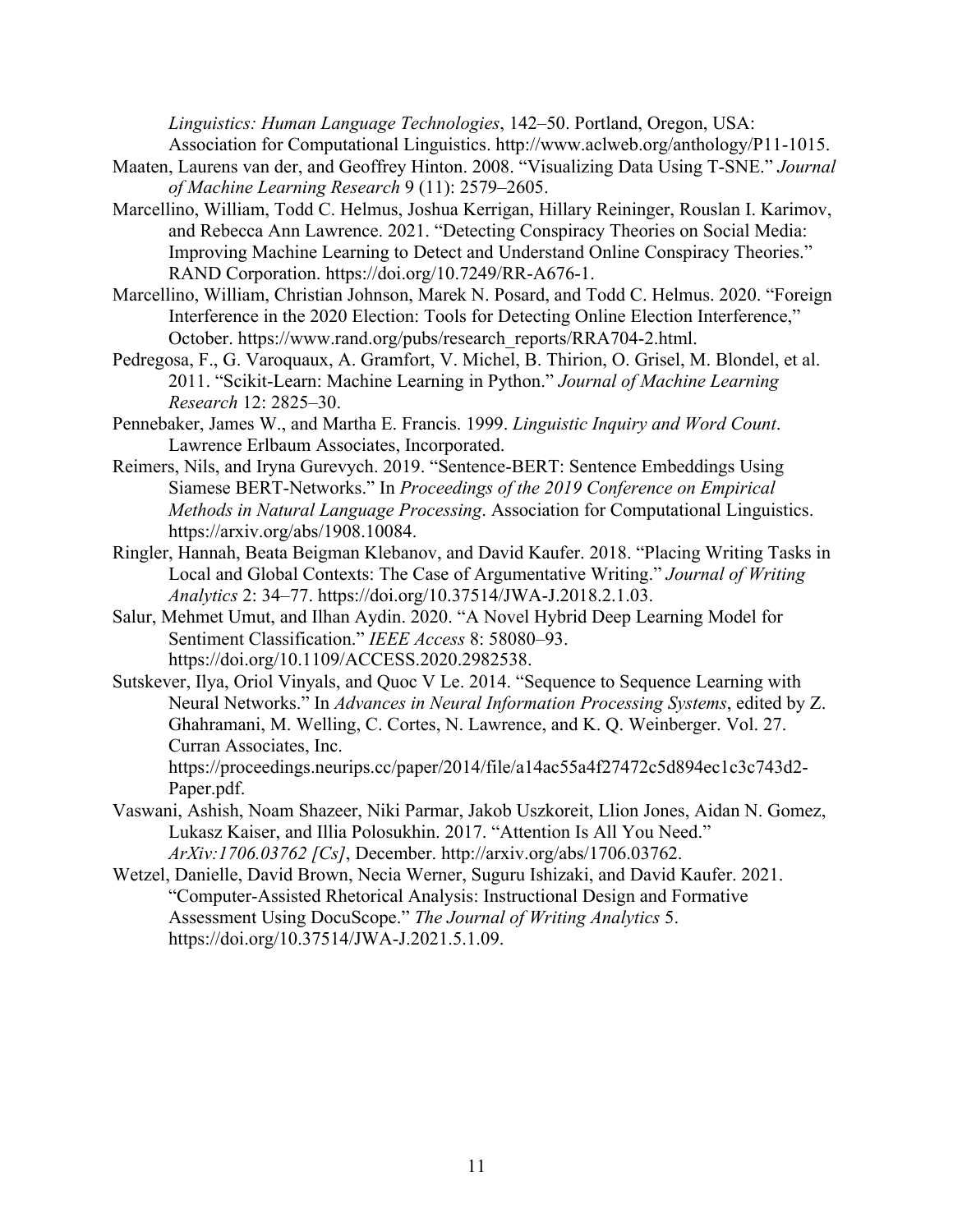*Linguistics: Human Language Technologies*, 142–50. Portland, Oregon, USA: Association for Computational Linguistics. http://www.aclweb.org/anthology/P11-1015.

Maaten, Laurens van der, and Geoffrey Hinton. 2008. "Visualizing Data Using T-SNE." *Journal of Machine Learning Research* 9 (11): 2579–2605.

Marcellino, William, Todd C. Helmus, Joshua Kerrigan, Hillary Reininger, Rouslan I. Karimov, and Rebecca Ann Lawrence. 2021. "Detecting Conspiracy Theories on Social Media: Improving Machine Learning to Detect and Understand Online Conspiracy Theories." RAND Corporation. https://doi.org/10.7249/RR-A676-1.

Marcellino, William, Christian Johnson, Marek N. Posard, and Todd C. Helmus. 2020. "Foreign Interference in the 2020 Election: Tools for Detecting Online Election Interference," October. https://www.rand.org/pubs/research_reports/RRA704-2.html.

Pedregosa, F., G. Varoquaux, A. Gramfort, V. Michel, B. Thirion, O. Grisel, M. Blondel, et al. 2011. "Scikit-Learn: Machine Learning in Python." *Journal of Machine Learning Research* 12: 2825–30.

Pennebaker, James W., and Martha E. Francis. 1999. *Linguistic Inquiry and Word Count*. Lawrence Erlbaum Associates, Incorporated.

Reimers, Nils, and Iryna Gurevych. 2019. "Sentence-BERT: Sentence Embeddings Using Siamese BERT-Networks." In *Proceedings of the 2019 Conference on Empirical Methods in Natural Language Processing*. Association for Computational Linguistics. https://arxiv.org/abs/1908.10084.

Ringler, Hannah, Beata Beigman Klebanov, and David Kaufer. 2018. "Placing Writing Tasks in Local and Global Contexts: The Case of Argumentative Writing." *Journal of Writing Analytics* 2: 34–77. https://doi.org/10.37514/JWA-J.2018.2.1.03.

Salur, Mehmet Umut, and Ilhan Aydin. 2020. "A Novel Hybrid Deep Learning Model for Sentiment Classification." *IEEE Access* 8: 58080–93. https://doi.org/10.1109/ACCESS.2020.2982538.

Sutskever, Ilya, Oriol Vinyals, and Quoc V Le. 2014. "Sequence to Sequence Learning with Neural Networks." In *Advances in Neural Information Processing Systems*, edited by Z. Ghahramani, M. Welling, C. Cortes, N. Lawrence, and K. Q. Weinberger. Vol. 27. Curran Associates, Inc. https://proceedings.neurips.cc/paper/2014/file/a14ac55a4f27472c5d894ec1c3c743d2-Paper.pdf.

Vaswani, Ashish, Noam Shazeer, Niki Parmar, Jakob Uszkoreit, Llion Jones, Aidan N. Gomez, Lukasz Kaiser, and Illia Polosukhin. 2017. "Attention Is All You Need." *ArXiv:1706.03762 [Cs]*, December. http://arxiv.org/abs/1706.03762.

Wetzel, Danielle, David Brown, Necia Werner, Suguru Ishizaki, and David Kaufer. 2021. "Computer-Assisted Rhetorical Analysis: Instructional Design and Formative Assessment Using DocuScope." *The Journal of Writing Analytics* 5. https://doi.org/10.37514/JWA-J.2021.5.1.09.